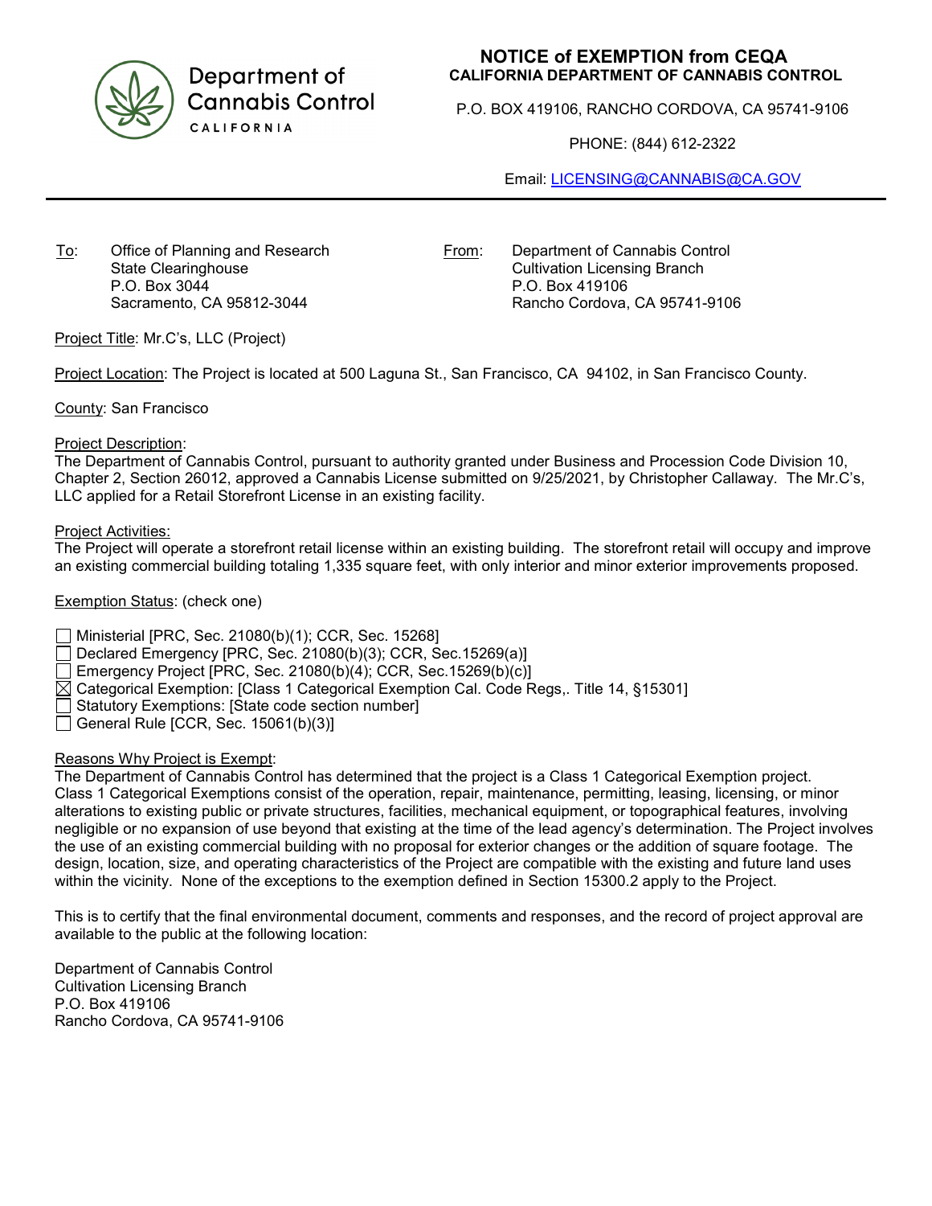Department of Cannabis Control
CALIFORNIA

# NOTICE of EXEMPTION from CEQA

**CALIFORNIA DEPARTMENT OF CANNABIS CONTROL**

P.O. BOX 419106, RANCHO CORDOVA, CA 95741-9106

PHONE: (844) 612-2322

Email: LICENSING@CANNABIS@CA.GOV

---

To: Office of Planning and Research
State Clearinghouse
P.O. Box 3044
Sacramento, CA 95812-3044

From: Department of Cannabis Control
Cultivation Licensing Branch
P.O. Box 419106
Rancho Cordova, CA 95741-9106

Project Title: Mr.C's, LLC (Project)

Project Location: The Project is located at 500 Laguna St., San Francisco, CA 94102, in San Francisco County.

County: San Francisco

Project Description:
The Department of Cannabis Control, pursuant to authority granted under Business and Procession Code Division 10, Chapter 2, Section 26012, approved a Cannabis License submitted on 9/25/2021, by Christopher Callaway. The Mr.C's, LLC applied for a Retail Storefront License in an existing facility.

Project Activities:
The Project will operate a storefront retail license within an existing building. The storefront retail will occupy and improve an existing commercial building totaling 1,335 square feet, with only interior and minor exterior improvements proposed.

Exemption Status: (check one)

- ☐ Ministerial [PRC, Sec. 21080(b)(1); CCR, Sec. 15268]
- ☐ Declared Emergency [PRC, Sec. 21080(b)(3); CCR, Sec.15269(a)]
- ☐ Emergency Project [PRC, Sec. 21080(b)(4); CCR, Sec.15269(b)(c)]
- ☒ Categorical Exemption: [Class 1 Categorical Exemption Cal. Code Regs,. Title 14, §15301]
- ☐ Statutory Exemptions: [State code section number]
- ☐ General Rule [CCR, Sec. 15061(b)(3)]

Reasons Why Project is Exempt:
The Department of Cannabis Control has determined that the project is a Class 1 Categorical Exemption project. Class 1 Categorical Exemptions consist of the operation, repair, maintenance, permitting, leasing, licensing, or minor alterations to existing public or private structures, facilities, mechanical equipment, or topographical features, involving negligible or no expansion of use beyond that existing at the time of the lead agency's determination. The Project involves the use of an existing commercial building with no proposal for exterior changes or the addition of square footage. The design, location, size, and operating characteristics of the Project are compatible with the existing and future land uses within the vicinity. None of the exceptions to the exemption defined in Section 15300.2 apply to the Project.

This is to certify that the final environmental document, comments and responses, and the record of project approval are available to the public at the following location:

Department of Cannabis Control
Cultivation Licensing Branch
P.O. Box 419106
Rancho Cordova, CA 95741-9106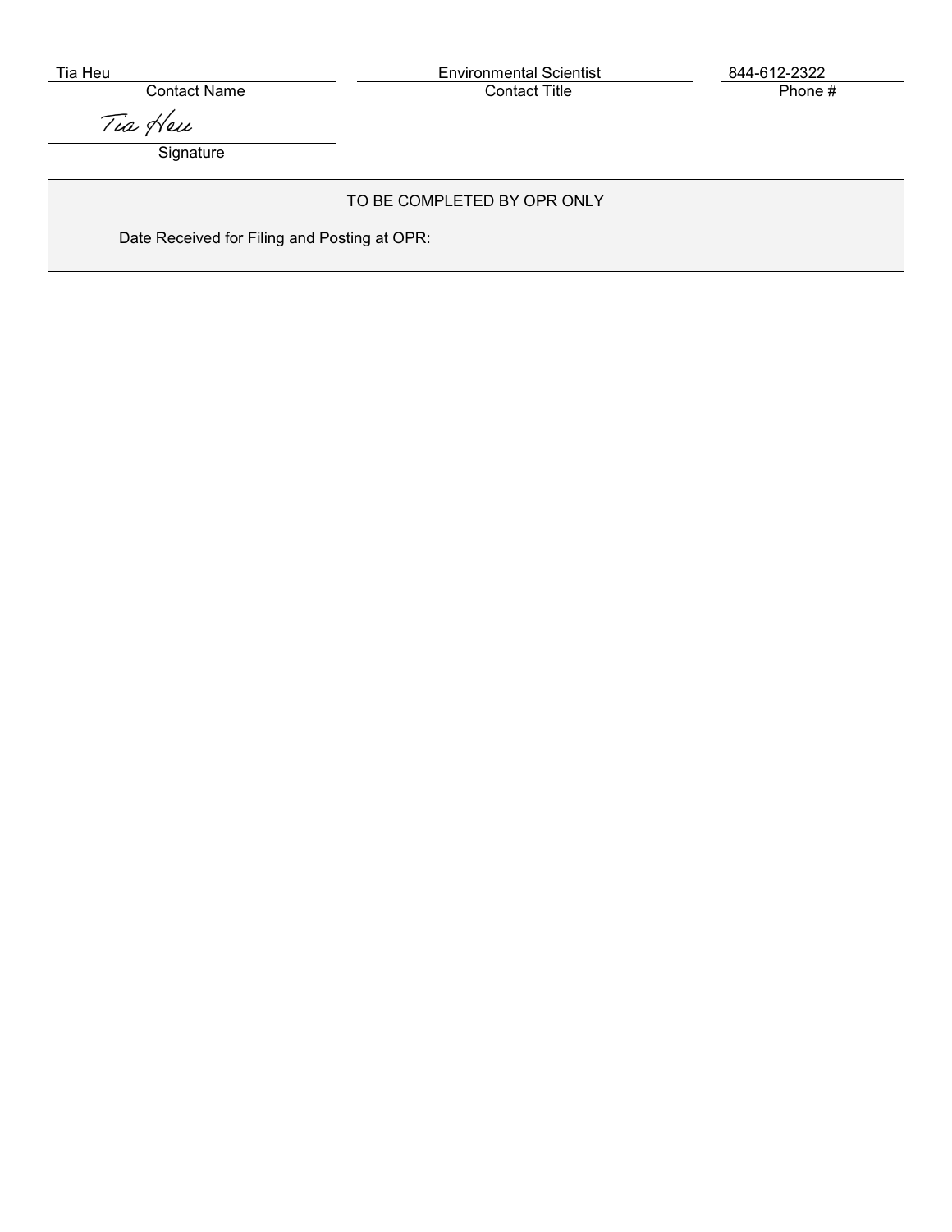| Tia Heu | Environmental Scientist | 844-612-2322 |
|---|---|---|
| Contact Name | Contact Title | Phone # |

Tia Heu

Signature

TO BE COMPLETED BY OPR ONLY

Date Received for Filing and Posting at OPR: